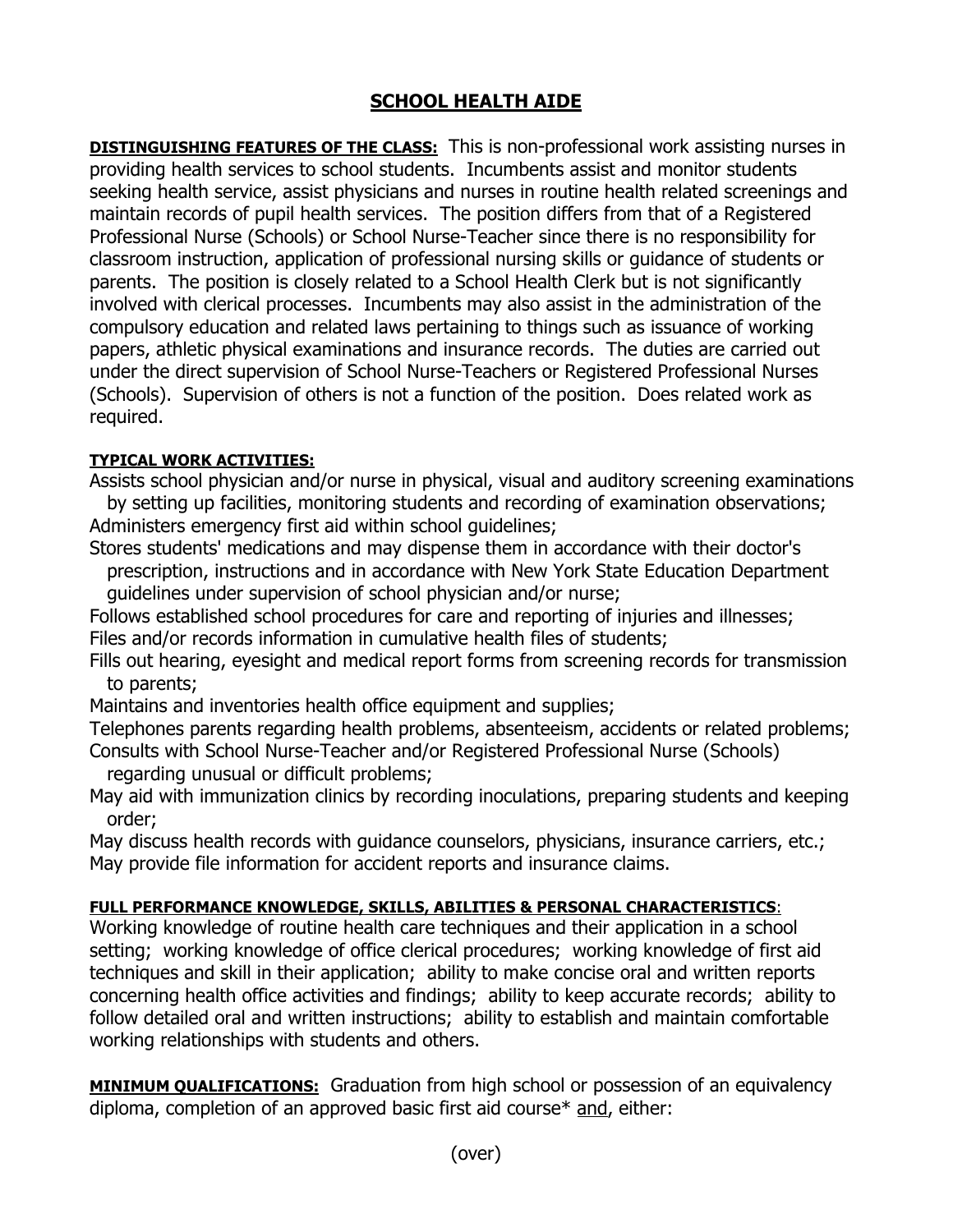# SCHOOL HEALTH AIDE

**DISTINGUISHING FEATURES OF THE CLASS:** This is non-professional work assisting nurses in providing health services to school students. Incumbents assist and monitor students seeking health service, assist physicians and nurses in routine health related screenings and maintain records of pupil health services. The position differs from that of a Registered Professional Nurse (Schools) or School Nurse-Teacher since there is no responsibility for classroom instruction, application of professional nursing skills or guidance of students or parents. The position is closely related to a School Health Clerk but is not significantly involved with clerical processes. Incumbents may also assist in the administration of the compulsory education and related laws pertaining to things such as issuance of working papers, athletic physical examinations and insurance records. The duties are carried out under the direct supervision of School Nurse-Teachers or Registered Professional Nurses (Schools). Supervision of others is not a function of the position. Does related work as required.

**TYPICAL WORK ACTIVITIES:**

Assists school physician and/or nurse in physical, visual and auditory screening examinations by setting up facilities, monitoring students and recording of examination observations;

Administers emergency first aid within school guidelines;

Stores students' medications and may dispense them in accordance with their doctor's prescription, instructions and in accordance with New York State Education Department guidelines under supervision of school physician and/or nurse;

Follows established school procedures for care and reporting of injuries and illnesses;

Files and/or records information in cumulative health files of students;

Fills out hearing, eyesight and medical report forms from screening records for transmission to parents;

Maintains and inventories health office equipment and supplies;

Telephones parents regarding health problems, absenteeism, accidents or related problems;

Consults with School Nurse-Teacher and/or Registered Professional Nurse (Schools) regarding unusual or difficult problems;

May aid with immunization clinics by recording inoculations, preparing students and keeping order;

May discuss health records with guidance counselors, physicians, insurance carriers, etc.;

May provide file information for accident reports and insurance claims.

**FULL PERFORMANCE KNOWLEDGE, SKILLS, ABILITIES & PERSONAL CHARACTERISTICS:**
Working knowledge of routine health care techniques and their application in a school setting; working knowledge of office clerical procedures; working knowledge of first aid techniques and skill in their application; ability to make concise oral and written reports concerning health office activities and findings; ability to keep accurate records; ability to follow detailed oral and written instructions; ability to establish and maintain comfortable working relationships with students and others.

**MINIMUM QUALIFICATIONS:** Graduation from high school or possession of an equivalency diploma, completion of an approved basic first aid course* and, either:

(over)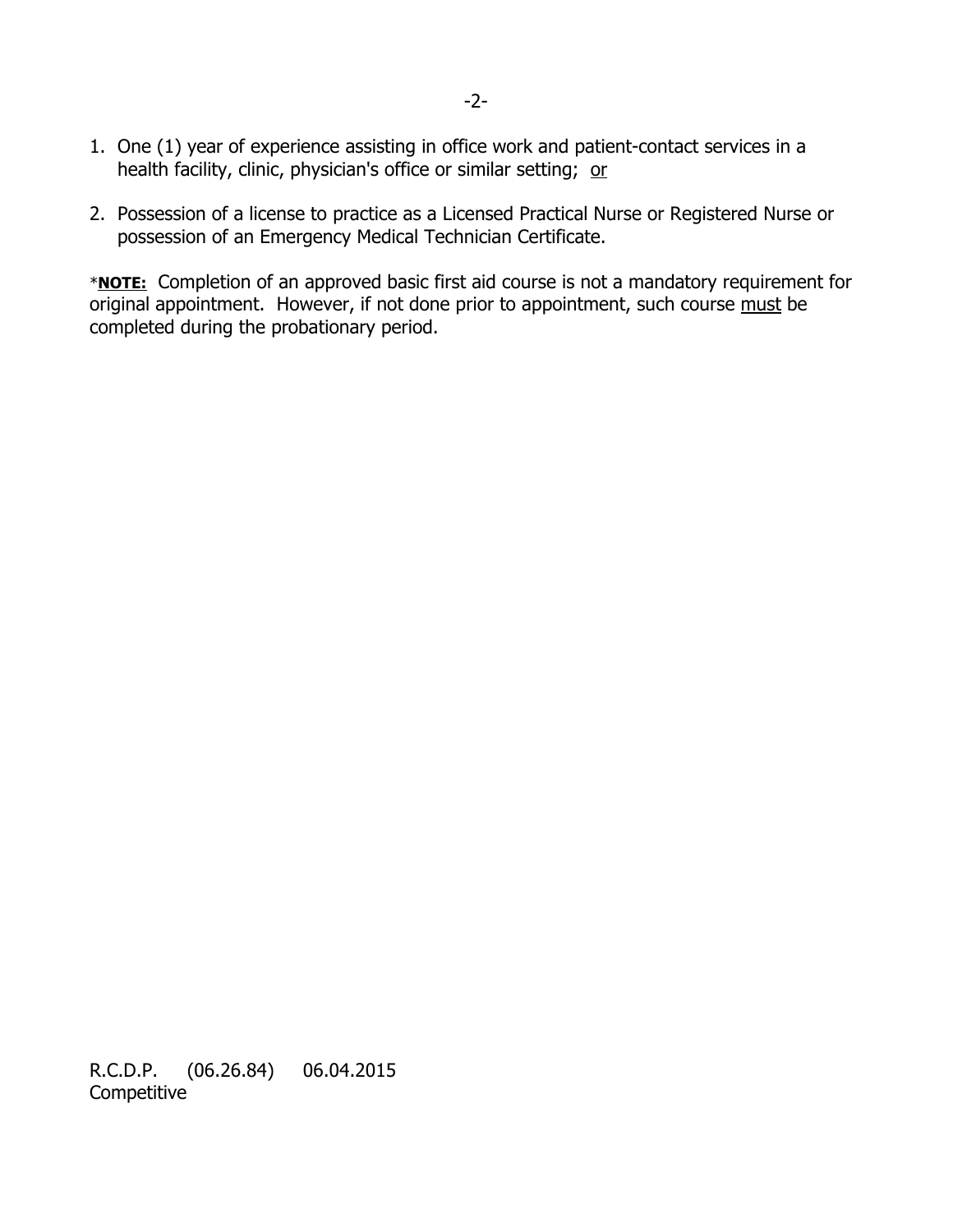1. One (1) year of experience assisting in office work and patient-contact services in a health facility, clinic, physician's office or similar setting; <u>or</u>

2. Possession of a license to practice as a Licensed Practical Nurse or Registered Nurse or possession of an Emergency Medical Technician Certificate.

*<u>**NOTE:**</u> Completion of an approved basic first aid course is not a mandatory requirement for original appointment. However, if not done prior to appointment, such course <u>must</u> be completed during the probationary period.

R.C.D.P. (06.26.84) 06.04.2015
Competitive